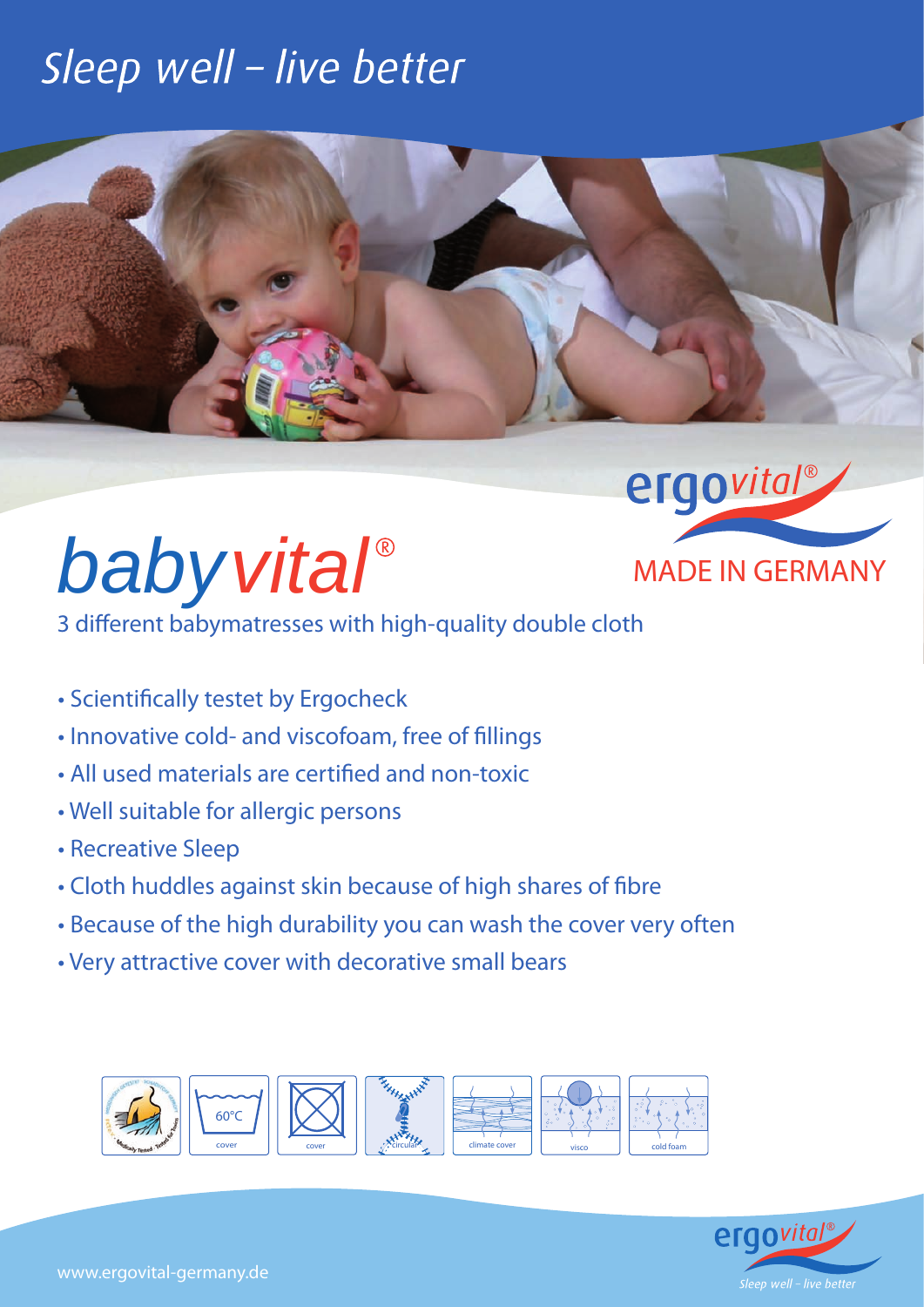# Sleep well – live better

ergovital®

MADE IN GERMANY

# babyvital®

3 different babymatresses with high-quality double cloth

- Scientifically testet by Ergocheck
- Innovative cold- and viscofoam, free of fillings
- All used materials are certified and non-toxic
- Well suitable for allergic persons
- Recreative Sleep
- Cloth huddles against skin because of high shares of fibre
- Because of the high durability you can wash the cover very often
- Very attractive cover with decorative small bears

Medically Tested · Tested for babies | 60°C cover | cover | circular | climate cover | visco | cold foam

www.ergovital-germany.de

ergovital® Sleep well – live better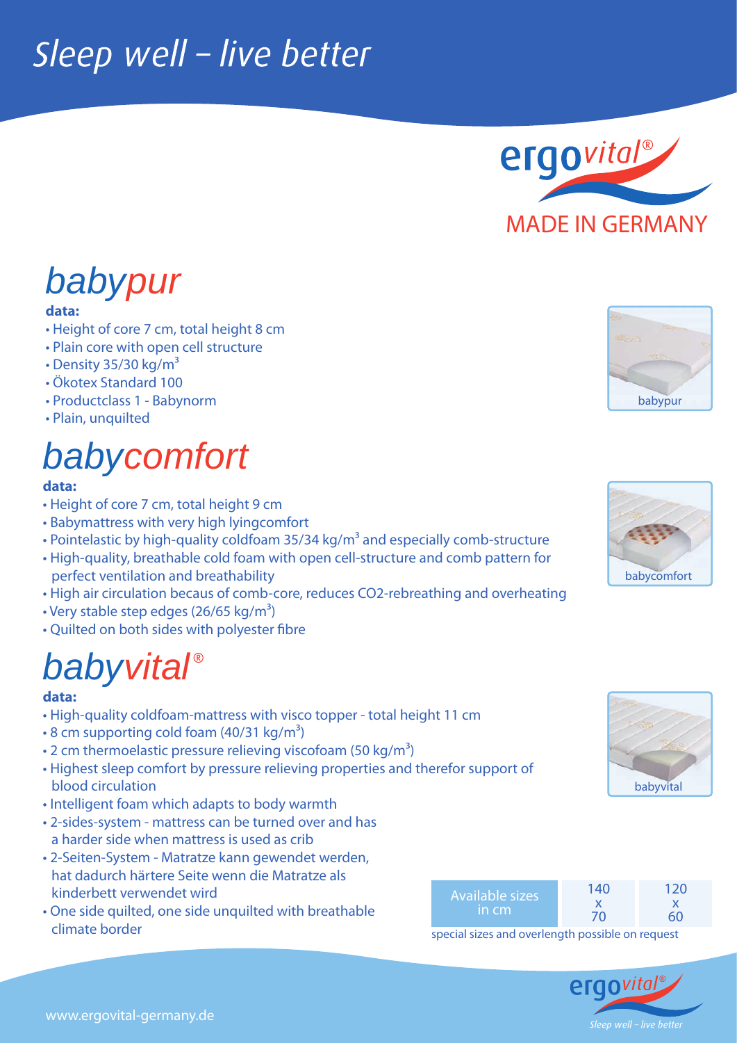# Sleep well – live better

ergovital®

MADE IN GERMANY

## babypur

**data:**

- Height of core 7 cm, total height 8 cm
- Plain core with open cell structure
- Density 35/30 kg/m³
- Ökotex Standard 100
- Productclass 1 - Babynorm
- Plain, unquilted

babypur

## babycomfort

**data:**

- Height of core 7 cm, total height 9 cm
- Babymattress with very high lyingcomfort
- Pointelastic by high-quality coldfoam 35/34 kg/m³ and especially comb-structure
- High-quality, breathable cold foam with open cell-structure and comb pattern for perfect ventilation and breathability
- High air circulation becaus of comb-core, reduces CO2-rebreathing and overheating
- Very stable step edges (26/65 kg/m³)
- Quilted on both sides with polyester fibre

babycomfort

## babyvital®

**data:**

- High-quality coldfoam-mattress with visco topper - total height 11 cm
- 8 cm supporting cold foam (40/31 kg/m³)
- 2 cm thermoelastic pressure relieving viscofoam (50 kg/m³)
- Highest sleep comfort by pressure relieving properties and therefor support of blood circulation
- Intelligent foam which adapts to body warmth
- 2-sides-system - mattress can be turned over and has a harder side when mattress is used as crib
- 2-Seiten-System - Matratze kann gewendet werden, hat dadurch härtere Seite wenn die Matratze als kinderbett verwendet wird
- One side quilted, one side unquilted with breathable climate border

babyvital

| | | |
|---|---|---|
| Available sizes in cm | 140 x 70 | 120 x 60 |

special sizes and overlength possible on request

www.ergovital-germany.de

ergovital® Sleep well – live better